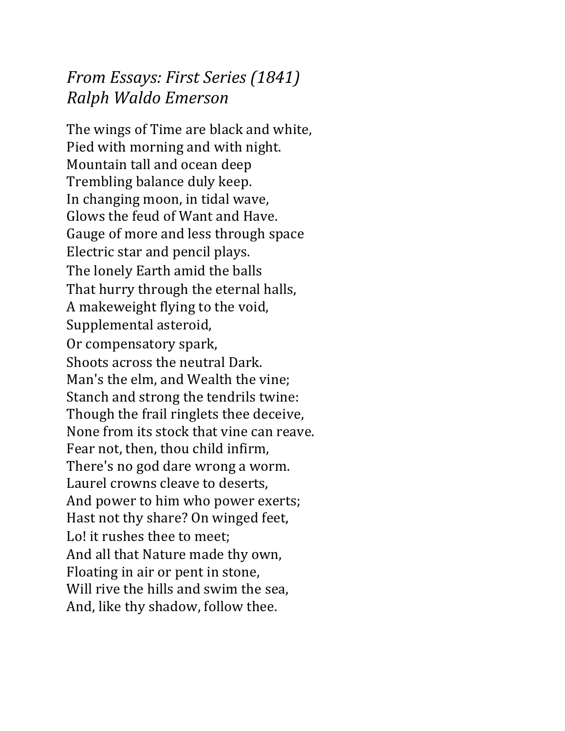*From Essays: First Series (1841)*
*Ralph Waldo Emerson*

The wings of Time are black and white,
Pied with morning and with night.
Mountain tall and ocean deep
Trembling balance duly keep.
In changing moon, in tidal wave,
Glows the feud of Want and Have.
Gauge of more and less through space
Electric star and pencil plays.
The lonely Earth amid the balls
That hurry through the eternal halls,
A makeweight flying to the void,
Supplemental asteroid,
Or compensatory spark,
Shoots across the neutral Dark.
Man's the elm, and Wealth the vine;
Stanch and strong the tendrils twine:
Though the frail ringlets thee deceive,
None from its stock that vine can reave.
Fear not, then, thou child infirm,
There's no god dare wrong a worm.
Laurel crowns cleave to deserts,
And power to him who power exerts;
Hast not thy share? On winged feet,
Lo! it rushes thee to meet;
And all that Nature made thy own,
Floating in air or pent in stone,
Will rive the hills and swim the sea,
And, like thy shadow, follow thee.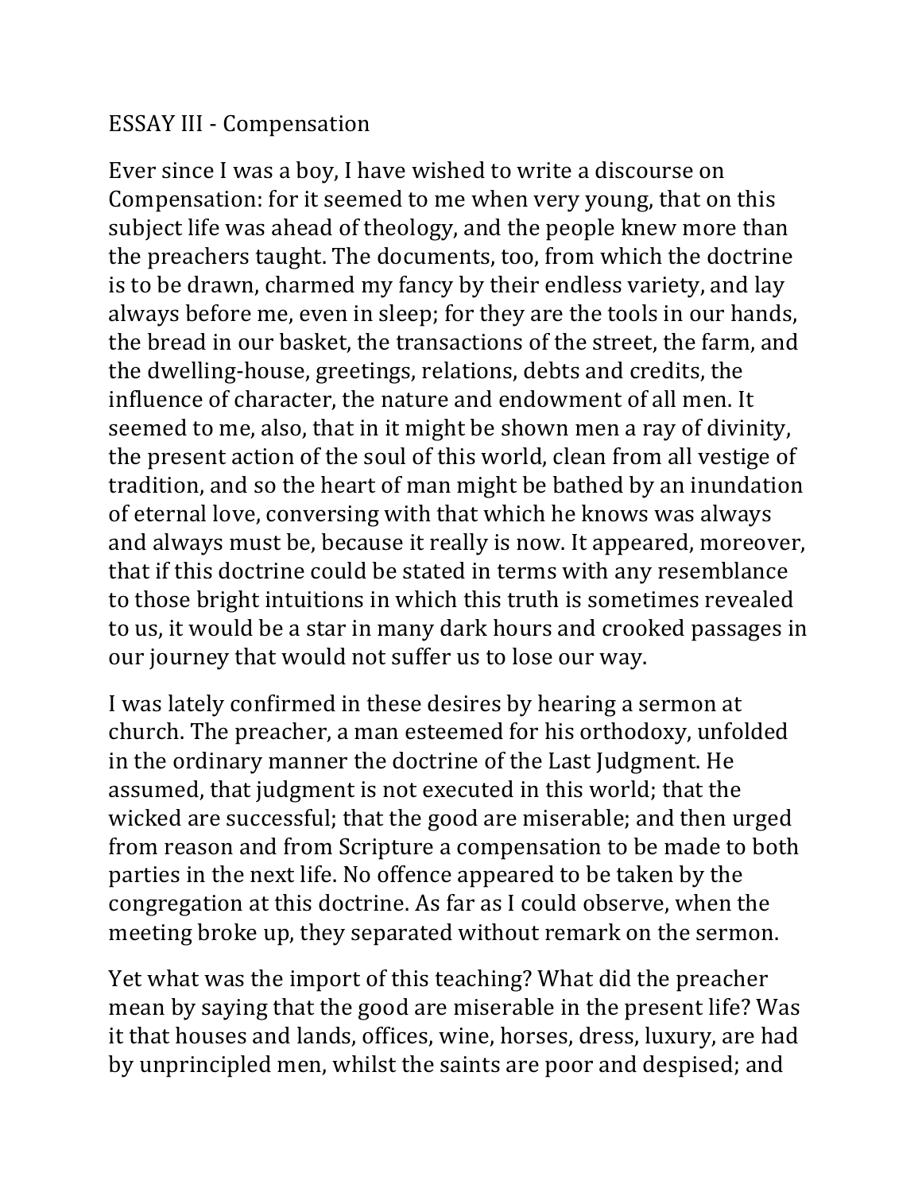## ESSAY III - Compensation

Ever since I was a boy, I have wished to write a discourse on Compensation: for it seemed to me when very young, that on this subject life was ahead of theology, and the people knew more than the preachers taught. The documents, too, from which the doctrine is to be drawn, charmed my fancy by their endless variety, and lay always before me, even in sleep; for they are the tools in our hands, the bread in our basket, the transactions of the street, the farm, and the dwelling-house, greetings, relations, debts and credits, the influence of character, the nature and endowment of all men. It seemed to me, also, that in it might be shown men a ray of divinity, the present action of the soul of this world, clean from all vestige of tradition, and so the heart of man might be bathed by an inundation of eternal love, conversing with that which he knows was always and always must be, because it really is now. It appeared, moreover, that if this doctrine could be stated in terms with any resemblance to those bright intuitions in which this truth is sometimes revealed to us, it would be a star in many dark hours and crooked passages in our journey that would not suffer us to lose our way.

I was lately confirmed in these desires by hearing a sermon at church. The preacher, a man esteemed for his orthodoxy, unfolded in the ordinary manner the doctrine of the Last Judgment. He assumed, that judgment is not executed in this world; that the wicked are successful; that the good are miserable; and then urged from reason and from Scripture a compensation to be made to both parties in the next life. No offence appeared to be taken by the congregation at this doctrine. As far as I could observe, when the meeting broke up, they separated without remark on the sermon.

Yet what was the import of this teaching? What did the preacher mean by saying that the good are miserable in the present life? Was it that houses and lands, offices, wine, horses, dress, luxury, are had by unprincipled men, whilst the saints are poor and despised; and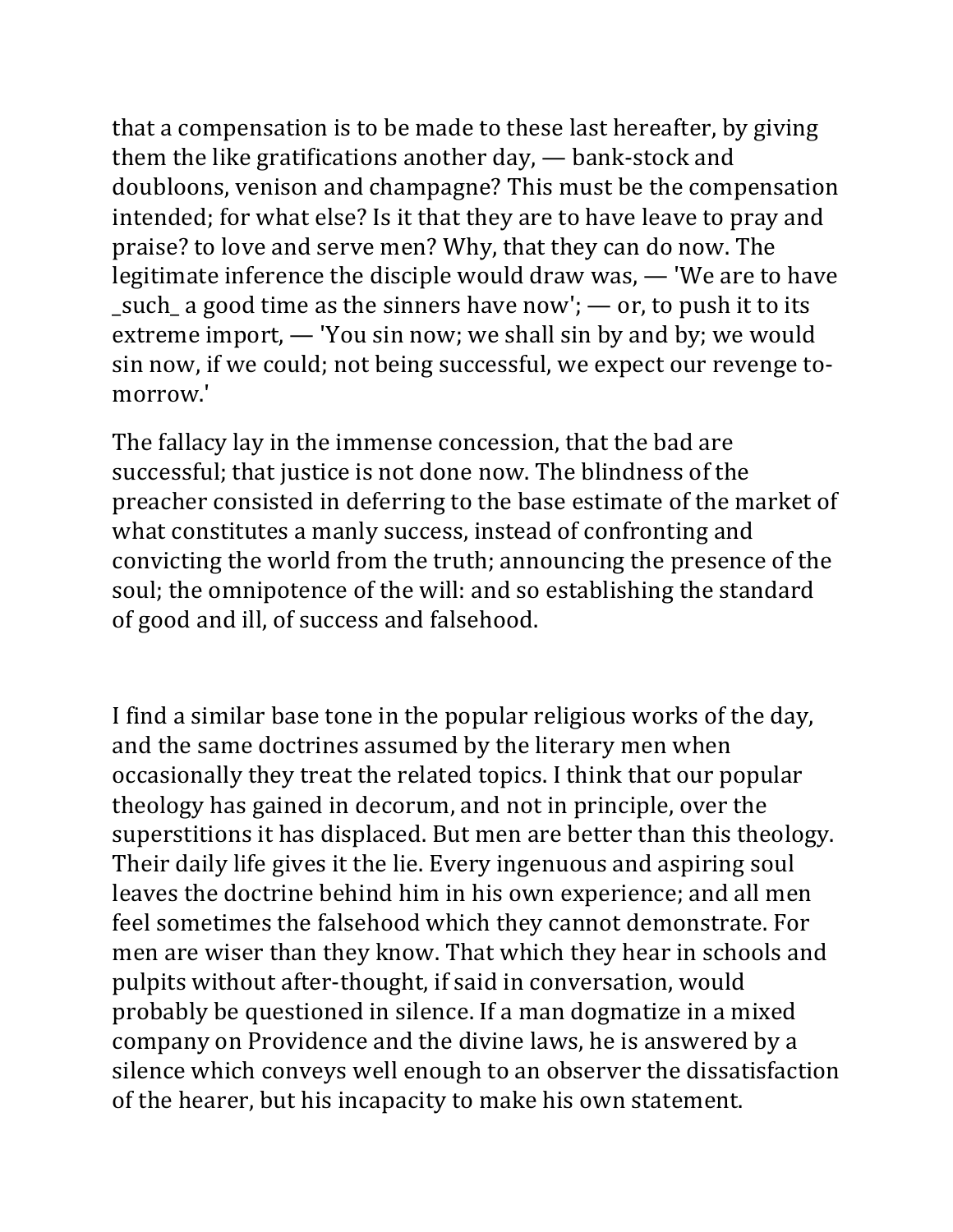that a compensation is to be made to these last hereafter, by giving them the like gratifications another day, — bank-stock and doubloons, venison and champagne? This must be the compensation intended; for what else? Is it that they are to have leave to pray and praise? to love and serve men? Why, that they can do now. The legitimate inference the disciple would draw was, — 'We are to have _such_ a good time as the sinners have now'; — or, to push it to its extreme import, — 'You sin now; we shall sin by and by; we would sin now, if we could; not being successful, we expect our revenge to-morrow.'

The fallacy lay in the immense concession, that the bad are successful; that justice is not done now. The blindness of the preacher consisted in deferring to the base estimate of the market of what constitutes a manly success, instead of confronting and convicting the world from the truth; announcing the presence of the soul; the omnipotence of the will: and so establishing the standard of good and ill, of success and falsehood.

I find a similar base tone in the popular religious works of the day, and the same doctrines assumed by the literary men when occasionally they treat the related topics. I think that our popular theology has gained in decorum, and not in principle, over the superstitions it has displaced. But men are better than this theology. Their daily life gives it the lie. Every ingenuous and aspiring soul leaves the doctrine behind him in his own experience; and all men feel sometimes the falsehood which they cannot demonstrate. For men are wiser than they know. That which they hear in schools and pulpits without after-thought, if said in conversation, would probably be questioned in silence. If a man dogmatize in a mixed company on Providence and the divine laws, he is answered by a silence which conveys well enough to an observer the dissatisfaction of the hearer, but his incapacity to make his own statement.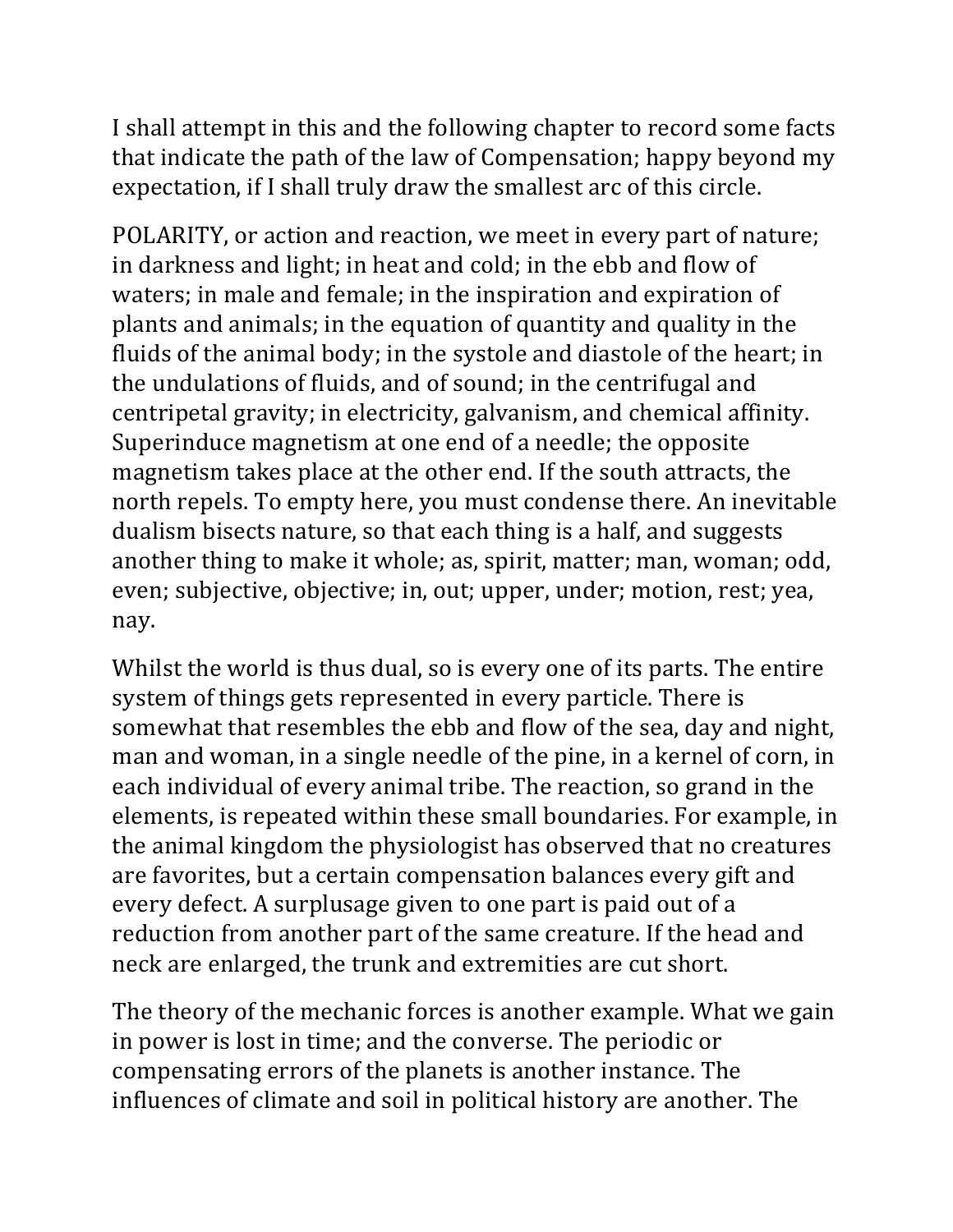I shall attempt in this and the following chapter to record some facts that indicate the path of the law of Compensation; happy beyond my expectation, if I shall truly draw the smallest arc of this circle.

POLARITY, or action and reaction, we meet in every part of nature; in darkness and light; in heat and cold; in the ebb and flow of waters; in male and female; in the inspiration and expiration of plants and animals; in the equation of quantity and quality in the fluids of the animal body; in the systole and diastole of the heart; in the undulations of fluids, and of sound; in the centrifugal and centripetal gravity; in electricity, galvanism, and chemical affinity. Superinduce magnetism at one end of a needle; the opposite magnetism takes place at the other end. If the south attracts, the north repels. To empty here, you must condense there. An inevitable dualism bisects nature, so that each thing is a half, and suggests another thing to make it whole; as, spirit, matter; man, woman; odd, even; subjective, objective; in, out; upper, under; motion, rest; yea, nay.

Whilst the world is thus dual, so is every one of its parts. The entire system of things gets represented in every particle. There is somewhat that resembles the ebb and flow of the sea, day and night, man and woman, in a single needle of the pine, in a kernel of corn, in each individual of every animal tribe. The reaction, so grand in the elements, is repeated within these small boundaries. For example, in the animal kingdom the physiologist has observed that no creatures are favorites, but a certain compensation balances every gift and every defect. A surplusage given to one part is paid out of a reduction from another part of the same creature. If the head and neck are enlarged, the trunk and extremities are cut short.

The theory of the mechanic forces is another example. What we gain in power is lost in time; and the converse. The periodic or compensating errors of the planets is another instance. The influences of climate and soil in political history are another. The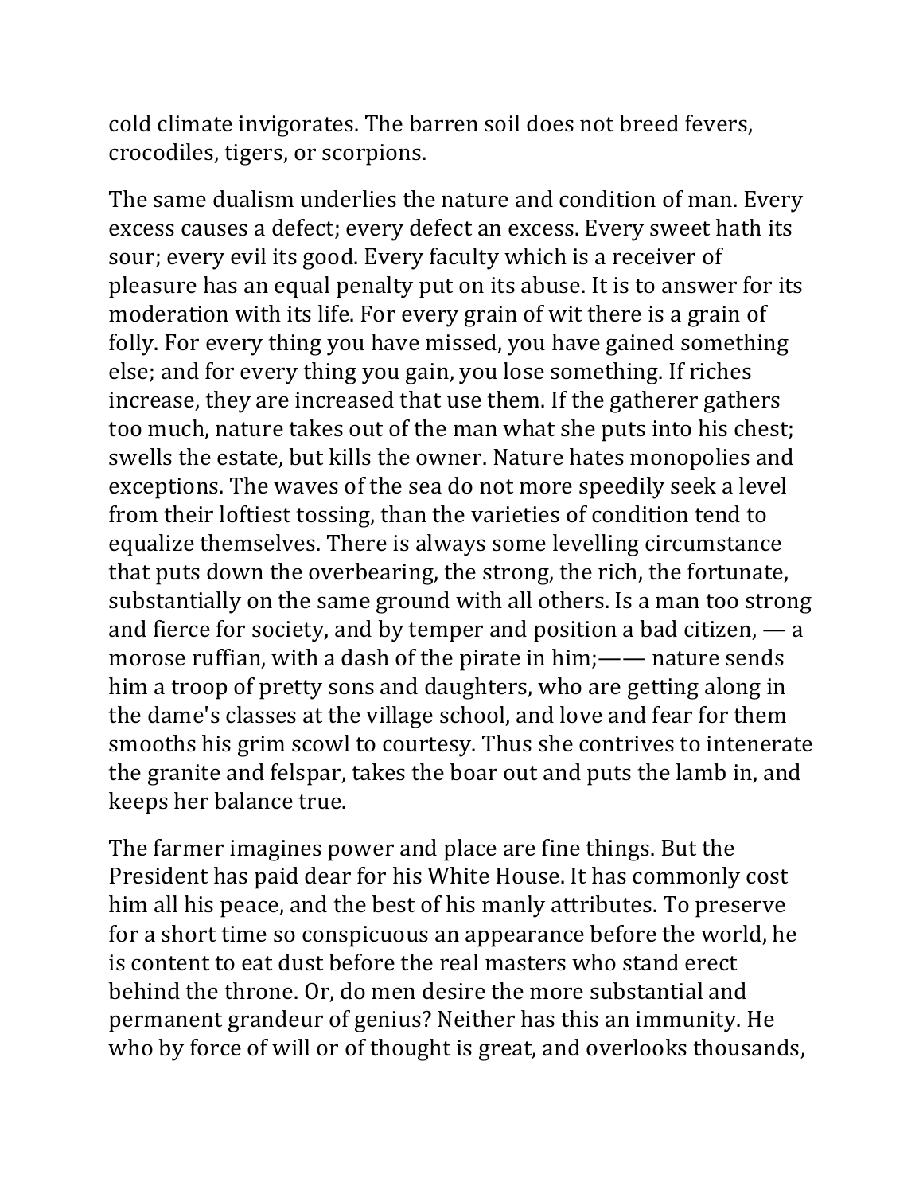cold climate invigorates. The barren soil does not breed fevers, crocodiles, tigers, or scorpions.

The same dualism underlies the nature and condition of man. Every excess causes a defect; every defect an excess. Every sweet hath its sour; every evil its good. Every faculty which is a receiver of pleasure has an equal penalty put on its abuse. It is to answer for its moderation with its life. For every grain of wit there is a grain of folly. For every thing you have missed, you have gained something else; and for every thing you gain, you lose something. If riches increase, they are increased that use them. If the gatherer gathers too much, nature takes out of the man what she puts into his chest; swells the estate, but kills the owner. Nature hates monopolies and exceptions. The waves of the sea do not more speedily seek a level from their loftiest tossing, than the varieties of condition tend to equalize themselves. There is always some levelling circumstance that puts down the overbearing, the strong, the rich, the fortunate, substantially on the same ground with all others. Is a man too strong and fierce for society, and by temper and position a bad citizen, — a morose ruffian, with a dash of the pirate in him;—— nature sends him a troop of pretty sons and daughters, who are getting along in the dame's classes at the village school, and love and fear for them smooths his grim scowl to courtesy. Thus she contrives to intenerate the granite and felspar, takes the boar out and puts the lamb in, and keeps her balance true.

The farmer imagines power and place are fine things. But the President has paid dear for his White House. It has commonly cost him all his peace, and the best of his manly attributes. To preserve for a short time so conspicuous an appearance before the world, he is content to eat dust before the real masters who stand erect behind the throne. Or, do men desire the more substantial and permanent grandeur of genius? Neither has this an immunity. He who by force of will or of thought is great, and overlooks thousands,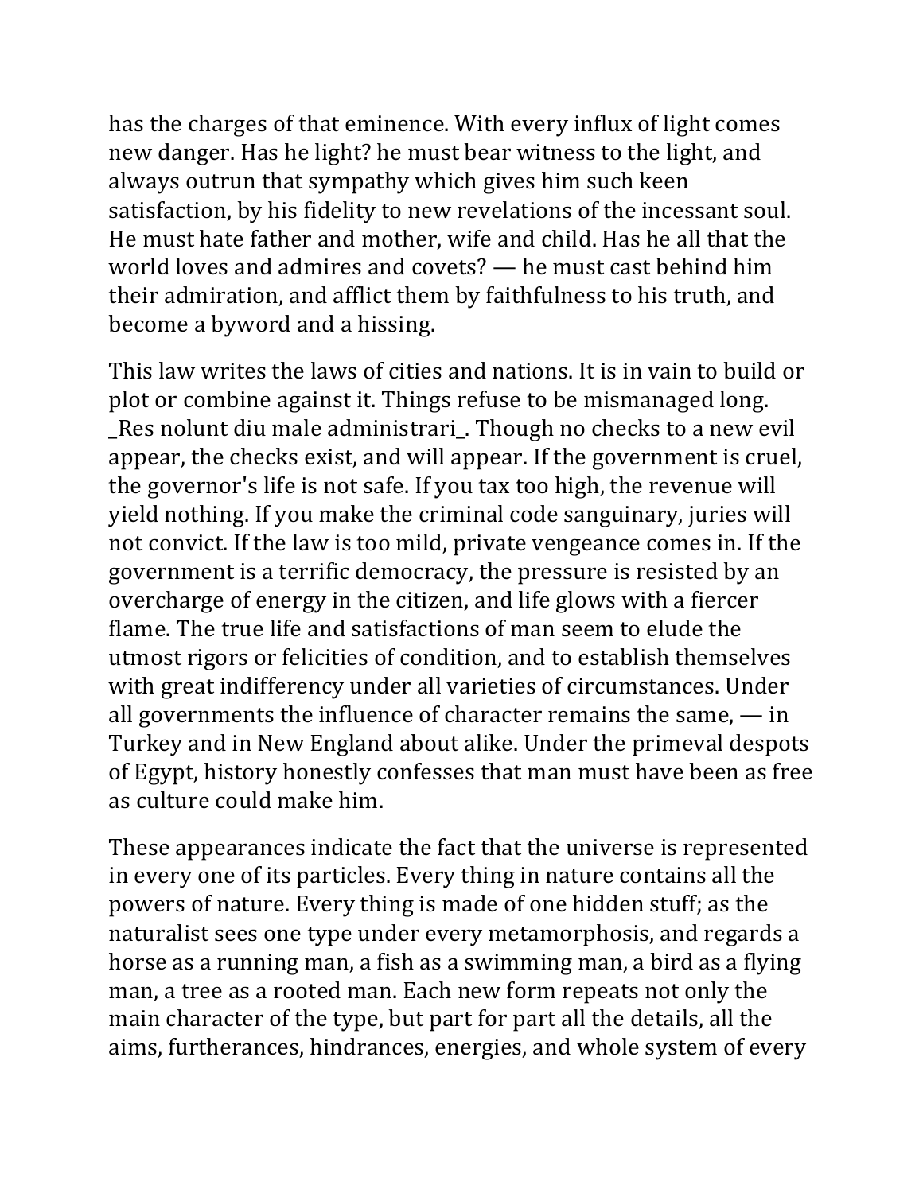has the charges of that eminence. With every influx of light comes new danger. Has he light? he must bear witness to the light, and always outrun that sympathy which gives him such keen satisfaction, by his fidelity to new revelations of the incessant soul. He must hate father and mother, wife and child. Has he all that the world loves and admires and covets? — he must cast behind him their admiration, and afflict them by faithfulness to his truth, and become a byword and a hissing.

This law writes the laws of cities and nations. It is in vain to build or plot or combine against it. Things refuse to be mismanaged long. _Res nolunt diu male administrari_. Though no checks to a new evil appear, the checks exist, and will appear. If the government is cruel, the governor's life is not safe. If you tax too high, the revenue will yield nothing. If you make the criminal code sanguinary, juries will not convict. If the law is too mild, private vengeance comes in. If the government is a terrific democracy, the pressure is resisted by an overcharge of energy in the citizen, and life glows with a fiercer flame. The true life and satisfactions of man seem to elude the utmost rigors or felicities of condition, and to establish themselves with great indifferency under all varieties of circumstances. Under all governments the influence of character remains the same, — in Turkey and in New England about alike. Under the primeval despots of Egypt, history honestly confesses that man must have been as free as culture could make him.

These appearances indicate the fact that the universe is represented in every one of its particles. Every thing in nature contains all the powers of nature. Every thing is made of one hidden stuff; as the naturalist sees one type under every metamorphosis, and regards a horse as a running man, a fish as a swimming man, a bird as a flying man, a tree as a rooted man. Each new form repeats not only the main character of the type, but part for part all the details, all the aims, furtherances, hindrances, energies, and whole system of every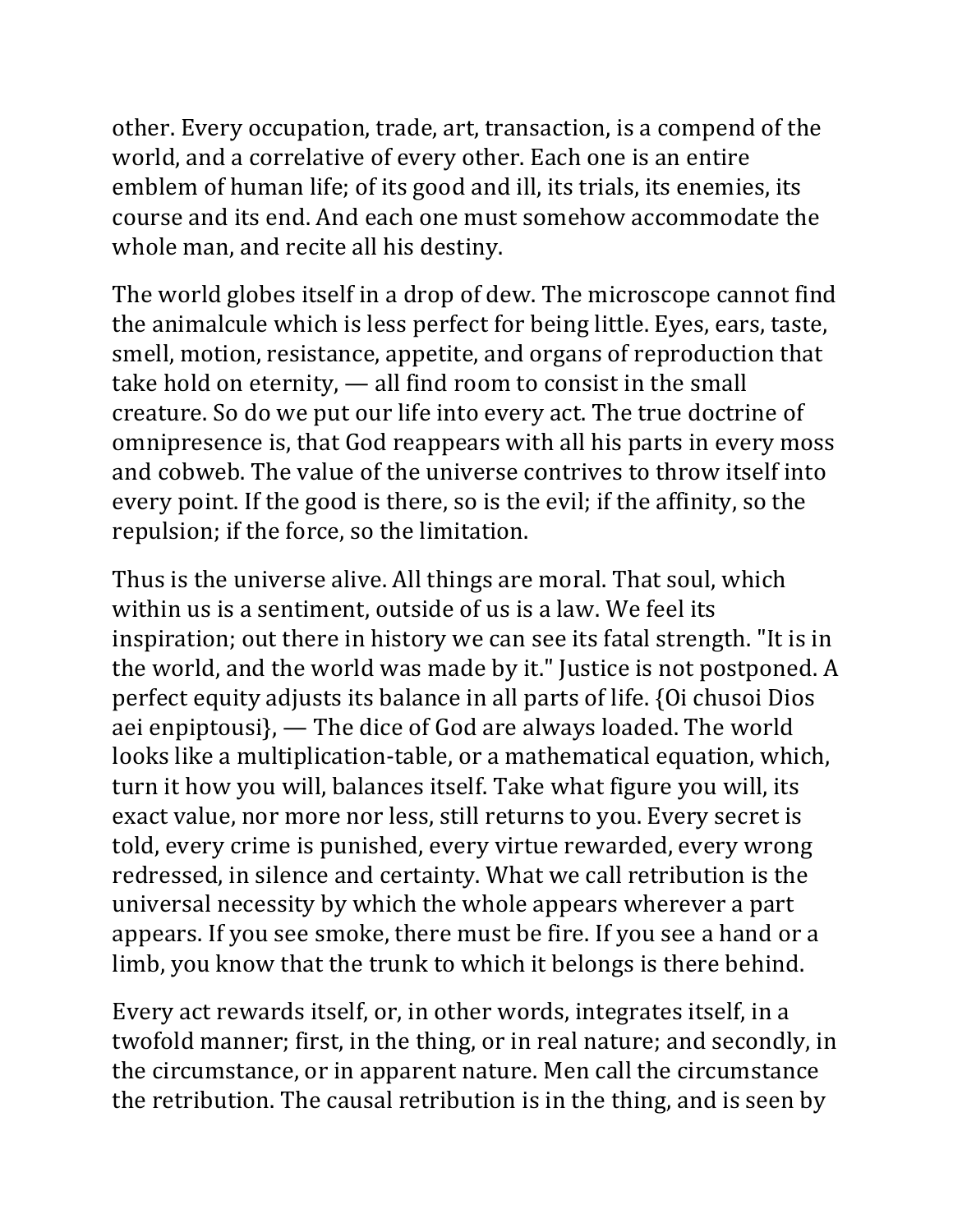other. Every occupation, trade, art, transaction, is a compend of the world, and a correlative of every other. Each one is an entire emblem of human life; of its good and ill, its trials, its enemies, its course and its end. And each one must somehow accommodate the whole man, and recite all his destiny.

The world globes itself in a drop of dew. The microscope cannot find the animalcule which is less perfect for being little. Eyes, ears, taste, smell, motion, resistance, appetite, and organs of reproduction that take hold on eternity, — all find room to consist in the small creature. So do we put our life into every act. The true doctrine of omnipresence is, that God reappears with all his parts in every moss and cobweb. The value of the universe contrives to throw itself into every point. If the good is there, so is the evil; if the affinity, so the repulsion; if the force, so the limitation.

Thus is the universe alive. All things are moral. That soul, which within us is a sentiment, outside of us is a law. We feel its inspiration; out there in history we can see its fatal strength. "It is in the world, and the world was made by it." Justice is not postponed. A perfect equity adjusts its balance in all parts of life. {Oi chusoi Dios aei enpiptousi}, — The dice of God are always loaded. The world looks like a multiplication-table, or a mathematical equation, which, turn it how you will, balances itself. Take what figure you will, its exact value, nor more nor less, still returns to you. Every secret is told, every crime is punished, every virtue rewarded, every wrong redressed, in silence and certainty. What we call retribution is the universal necessity by which the whole appears wherever a part appears. If you see smoke, there must be fire. If you see a hand or a limb, you know that the trunk to which it belongs is there behind.

Every act rewards itself, or, in other words, integrates itself, in a twofold manner; first, in the thing, or in real nature; and secondly, in the circumstance, or in apparent nature. Men call the circumstance the retribution. The causal retribution is in the thing, and is seen by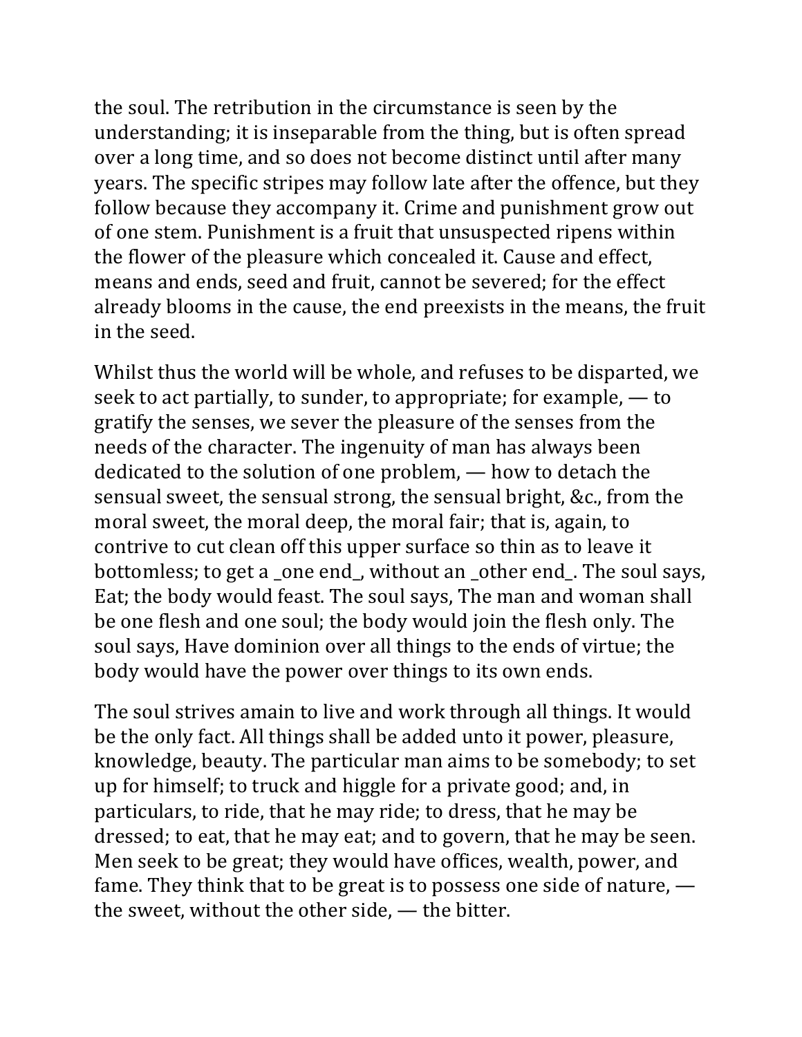the soul. The retribution in the circumstance is seen by the understanding; it is inseparable from the thing, but is often spread over a long time, and so does not become distinct until after many years. The specific stripes may follow late after the offence, but they follow because they accompany it. Crime and punishment grow out of one stem. Punishment is a fruit that unsuspected ripens within the flower of the pleasure which concealed it. Cause and effect, means and ends, seed and fruit, cannot be severed; for the effect already blooms in the cause, the end preexists in the means, the fruit in the seed.

Whilst thus the world will be whole, and refuses to be disparted, we seek to act partially, to sunder, to appropriate; for example, — to gratify the senses, we sever the pleasure of the senses from the needs of the character. The ingenuity of man has always been dedicated to the solution of one problem, — how to detach the sensual sweet, the sensual strong, the sensual bright, &c., from the moral sweet, the moral deep, the moral fair; that is, again, to contrive to cut clean off this upper surface so thin as to leave it bottomless; to get a _one end_, without an _other end_. The soul says, Eat; the body would feast. The soul says, The man and woman shall be one flesh and one soul; the body would join the flesh only. The soul says, Have dominion over all things to the ends of virtue; the body would have the power over things to its own ends.

The soul strives amain to live and work through all things. It would be the only fact. All things shall be added unto it power, pleasure, knowledge, beauty. The particular man aims to be somebody; to set up for himself; to truck and higgle for a private good; and, in particulars, to ride, that he may ride; to dress, that he may be dressed; to eat, that he may eat; and to govern, that he may be seen. Men seek to be great; they would have offices, wealth, power, and fame. They think that to be great is to possess one side of nature, — the sweet, without the other side, — the bitter.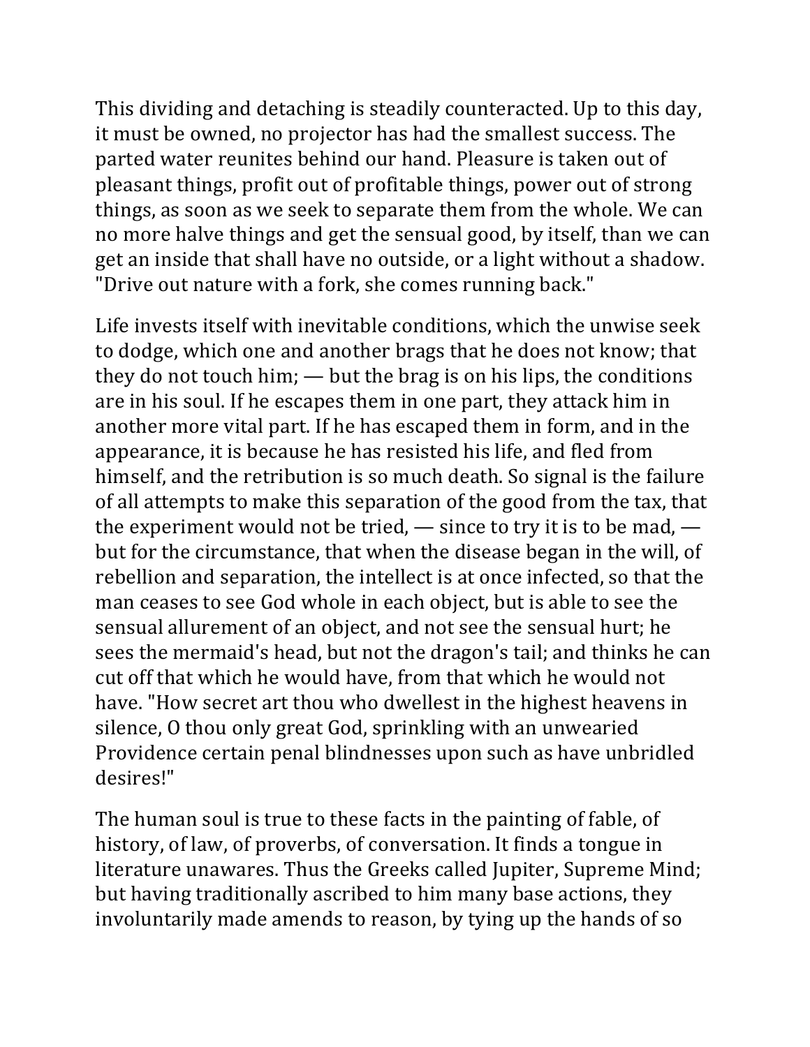This dividing and detaching is steadily counteracted. Up to this day, it must be owned, no projector has had the smallest success. The parted water reunites behind our hand. Pleasure is taken out of pleasant things, profit out of profitable things, power out of strong things, as soon as we seek to separate them from the whole. We can no more halve things and get the sensual good, by itself, than we can get an inside that shall have no outside, or a light without a shadow. "Drive out nature with a fork, she comes running back."

Life invests itself with inevitable conditions, which the unwise seek to dodge, which one and another brags that he does not know; that they do not touch him; — but the brag is on his lips, the conditions are in his soul. If he escapes them in one part, they attack him in another more vital part. If he has escaped them in form, and in the appearance, it is because he has resisted his life, and fled from himself, and the retribution is so much death. So signal is the failure of all attempts to make this separation of the good from the tax, that the experiment would not be tried, — since to try it is to be mad, — but for the circumstance, that when the disease began in the will, of rebellion and separation, the intellect is at once infected, so that the man ceases to see God whole in each object, but is able to see the sensual allurement of an object, and not see the sensual hurt; he sees the mermaid's head, but not the dragon's tail; and thinks he can cut off that which he would have, from that which he would not have. "How secret art thou who dwellest in the highest heavens in silence, O thou only great God, sprinkling with an unwearied Providence certain penal blindnesses upon such as have unbridled desires!"

The human soul is true to these facts in the painting of fable, of history, of law, of proverbs, of conversation. It finds a tongue in literature unawares. Thus the Greeks called Jupiter, Supreme Mind; but having traditionally ascribed to him many base actions, they involuntarily made amends to reason, by tying up the hands of so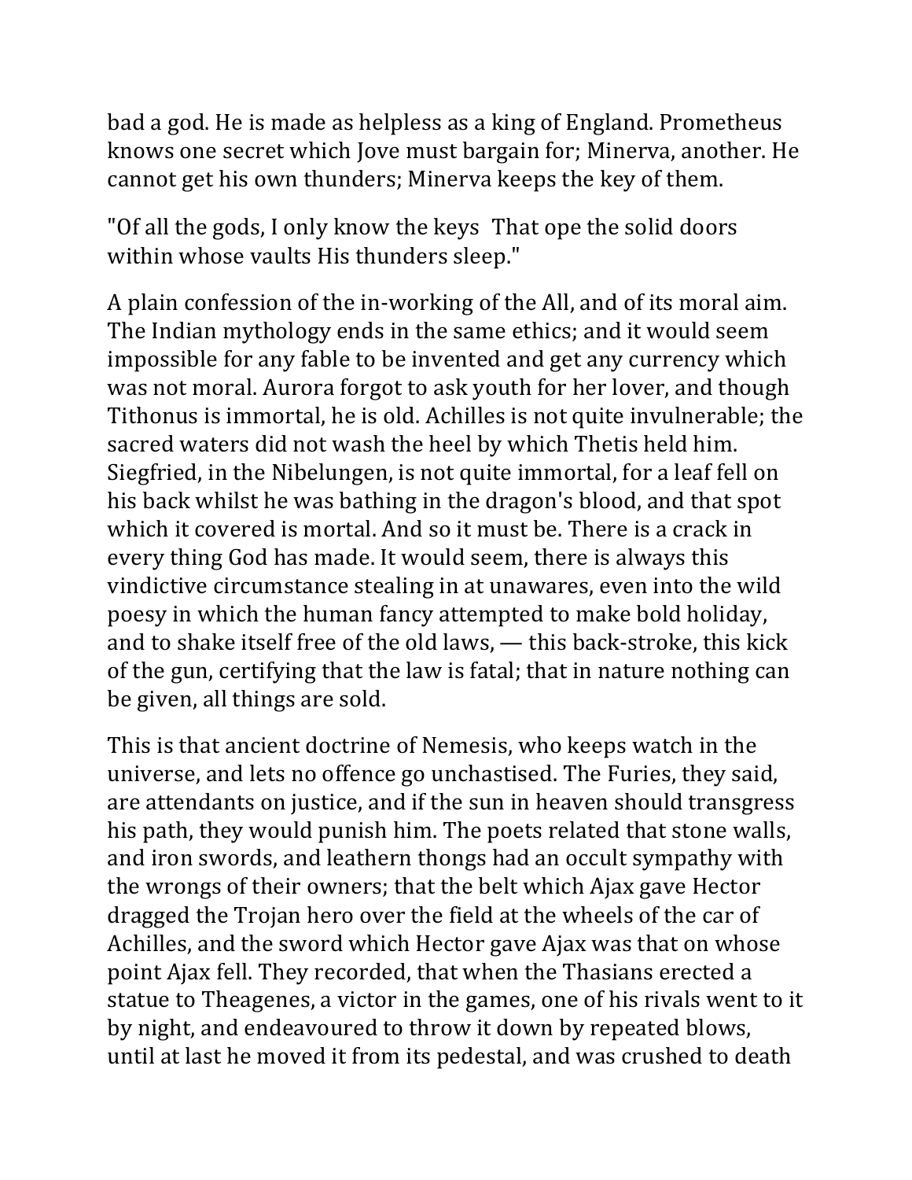bad a god. He is made as helpless as a king of England. Prometheus knows one secret which Jove must bargain for; Minerva, another. He cannot get his own thunders; Minerva keeps the key of them.

"Of all the gods, I only know the keys That ope the solid doors within whose vaults His thunders sleep."

A plain confession of the in-working of the All, and of its moral aim. The Indian mythology ends in the same ethics; and it would seem impossible for any fable to be invented and get any currency which was not moral. Aurora forgot to ask youth for her lover, and though Tithonus is immortal, he is old. Achilles is not quite invulnerable; the sacred waters did not wash the heel by which Thetis held him. Siegfried, in the Nibelungen, is not quite immortal, for a leaf fell on his back whilst he was bathing in the dragon's blood, and that spot which it covered is mortal. And so it must be. There is a crack in every thing God has made. It would seem, there is always this vindictive circumstance stealing in at unawares, even into the wild poesy in which the human fancy attempted to make bold holiday, and to shake itself free of the old laws, — this back-stroke, this kick of the gun, certifying that the law is fatal; that in nature nothing can be given, all things are sold.

This is that ancient doctrine of Nemesis, who keeps watch in the universe, and lets no offence go unchastised. The Furies, they said, are attendants on justice, and if the sun in heaven should transgress his path, they would punish him. The poets related that stone walls, and iron swords, and leathern thongs had an occult sympathy with the wrongs of their owners; that the belt which Ajax gave Hector dragged the Trojan hero over the field at the wheels of the car of Achilles, and the sword which Hector gave Ajax was that on whose point Ajax fell. They recorded, that when the Thasians erected a statue to Theagenes, a victor in the games, one of his rivals went to it by night, and endeavoured to throw it down by repeated blows, until at last he moved it from its pedestal, and was crushed to death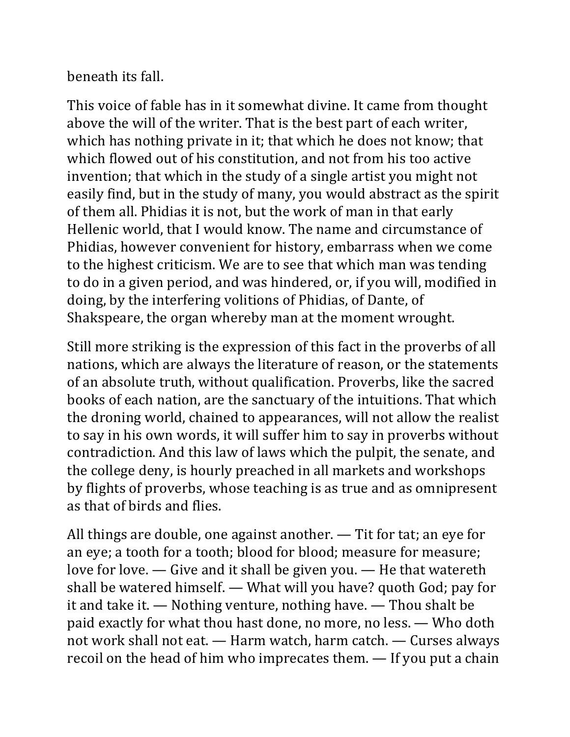beneath its fall.

This voice of fable has in it somewhat divine. It came from thought above the will of the writer. That is the best part of each writer, which has nothing private in it; that which he does not know; that which flowed out of his constitution, and not from his too active invention; that which in the study of a single artist you might not easily find, but in the study of many, you would abstract as the spirit of them all. Phidias it is not, but the work of man in that early Hellenic world, that I would know. The name and circumstance of Phidias, however convenient for history, embarrass when we come to the highest criticism. We are to see that which man was tending to do in a given period, and was hindered, or, if you will, modified in doing, by the interfering volitions of Phidias, of Dante, of Shakspeare, the organ whereby man at the moment wrought.

Still more striking is the expression of this fact in the proverbs of all nations, which are always the literature of reason, or the statements of an absolute truth, without qualification. Proverbs, like the sacred books of each nation, are the sanctuary of the intuitions. That which the droning world, chained to appearances, will not allow the realist to say in his own words, it will suffer him to say in proverbs without contradiction. And this law of laws which the pulpit, the senate, and the college deny, is hourly preached in all markets and workshops by flights of proverbs, whose teaching is as true and as omnipresent as that of birds and flies.

All things are double, one against another. — Tit for tat; an eye for an eye; a tooth for a tooth; blood for blood; measure for measure; love for love. — Give and it shall be given you. — He that watereth shall be watered himself. — What will you have? quoth God; pay for it and take it. — Nothing venture, nothing have. — Thou shalt be paid exactly for what thou hast done, no more, no less. — Who doth not work shall not eat. — Harm watch, harm catch. — Curses always recoil on the head of him who imprecates them. — If you put a chain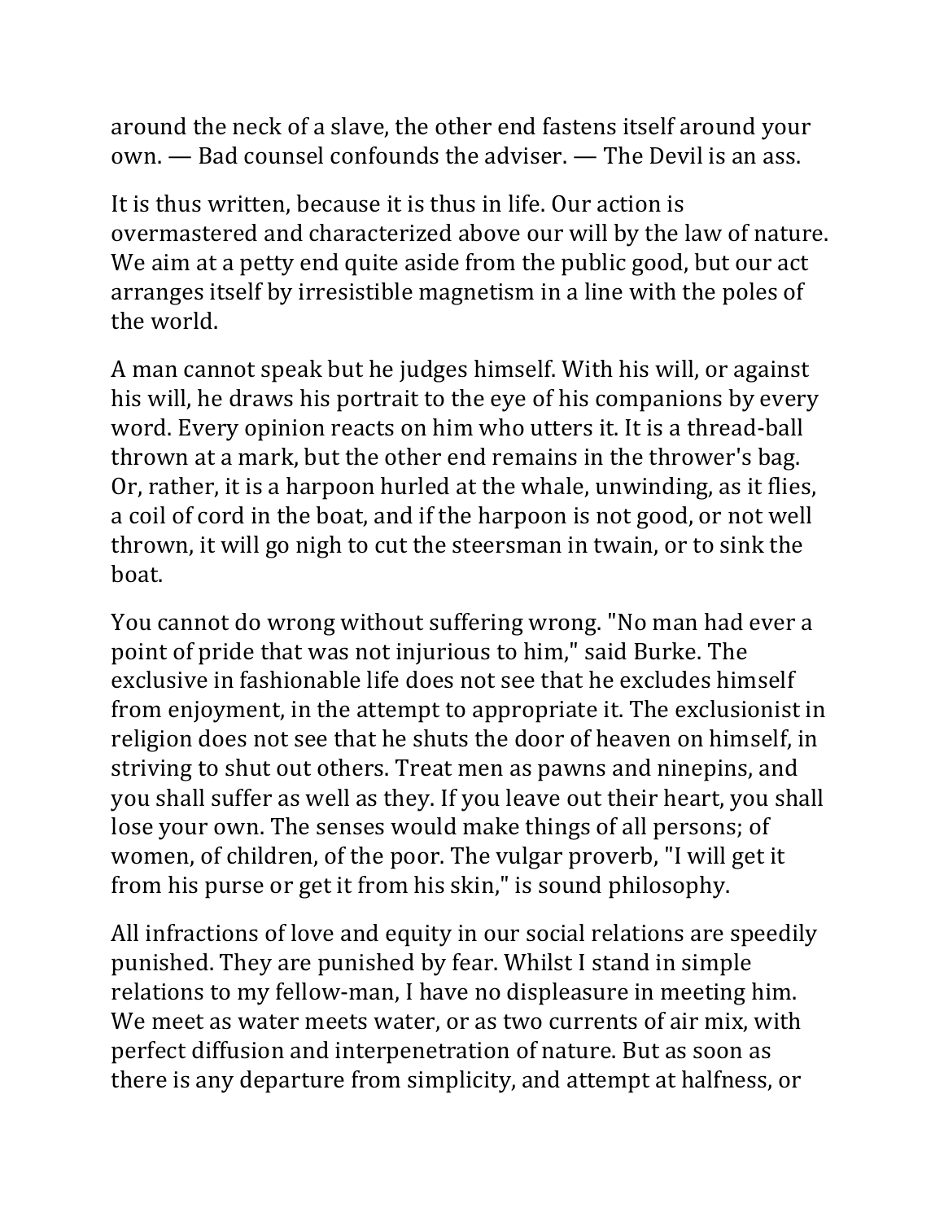around the neck of a slave, the other end fastens itself around your own. — Bad counsel confounds the adviser. — The Devil is an ass.

It is thus written, because it is thus in life. Our action is overmastered and characterized above our will by the law of nature. We aim at a petty end quite aside from the public good, but our act arranges itself by irresistible magnetism in a line with the poles of the world.

A man cannot speak but he judges himself. With his will, or against his will, he draws his portrait to the eye of his companions by every word. Every opinion reacts on him who utters it. It is a thread-ball thrown at a mark, but the other end remains in the thrower's bag. Or, rather, it is a harpoon hurled at the whale, unwinding, as it flies, a coil of cord in the boat, and if the harpoon is not good, or not well thrown, it will go nigh to cut the steersman in twain, or to sink the boat.

You cannot do wrong without suffering wrong. "No man had ever a point of pride that was not injurious to him," said Burke. The exclusive in fashionable life does not see that he excludes himself from enjoyment, in the attempt to appropriate it. The exclusionist in religion does not see that he shuts the door of heaven on himself, in striving to shut out others. Treat men as pawns and ninepins, and you shall suffer as well as they. If you leave out their heart, you shall lose your own. The senses would make things of all persons; of women, of children, of the poor. The vulgar proverb, "I will get it from his purse or get it from his skin," is sound philosophy.

All infractions of love and equity in our social relations are speedily punished. They are punished by fear. Whilst I stand in simple relations to my fellow-man, I have no displeasure in meeting him. We meet as water meets water, or as two currents of air mix, with perfect diffusion and interpenetration of nature. But as soon as there is any departure from simplicity, and attempt at halfness, or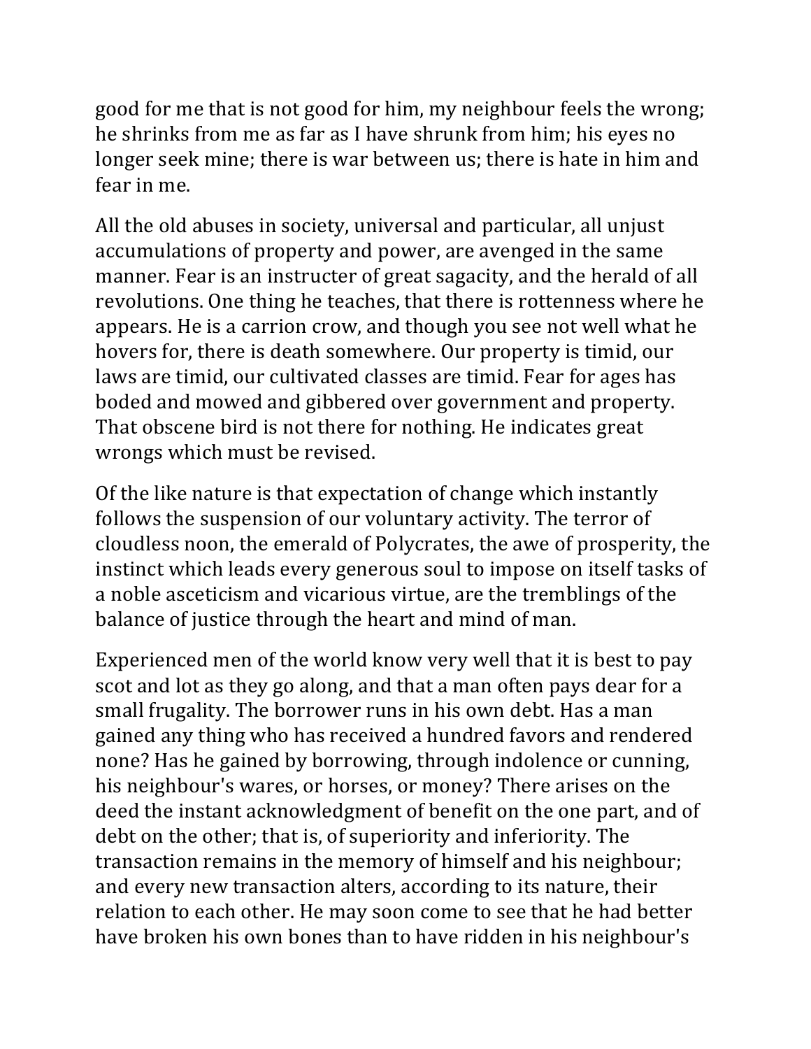good for me that is not good for him, my neighbour feels the wrong; he shrinks from me as far as I have shrunk from him; his eyes no longer seek mine; there is war between us; there is hate in him and fear in me.

All the old abuses in society, universal and particular, all unjust accumulations of property and power, are avenged in the same manner. Fear is an instructer of great sagacity, and the herald of all revolutions. One thing he teaches, that there is rottenness where he appears. He is a carrion crow, and though you see not well what he hovers for, there is death somewhere. Our property is timid, our laws are timid, our cultivated classes are timid. Fear for ages has boded and mowed and gibbered over government and property. That obscene bird is not there for nothing. He indicates great wrongs which must be revised.

Of the like nature is that expectation of change which instantly follows the suspension of our voluntary activity. The terror of cloudless noon, the emerald of Polycrates, the awe of prosperity, the instinct which leads every generous soul to impose on itself tasks of a noble asceticism and vicarious virtue, are the tremblings of the balance of justice through the heart and mind of man.

Experienced men of the world know very well that it is best to pay scot and lot as they go along, and that a man often pays dear for a small frugality. The borrower runs in his own debt. Has a man gained any thing who has received a hundred favors and rendered none? Has he gained by borrowing, through indolence or cunning, his neighbour's wares, or horses, or money? There arises on the deed the instant acknowledgment of benefit on the one part, and of debt on the other; that is, of superiority and inferiority. The transaction remains in the memory of himself and his neighbour; and every new transaction alters, according to its nature, their relation to each other. He may soon come to see that he had better have broken his own bones than to have ridden in his neighbour's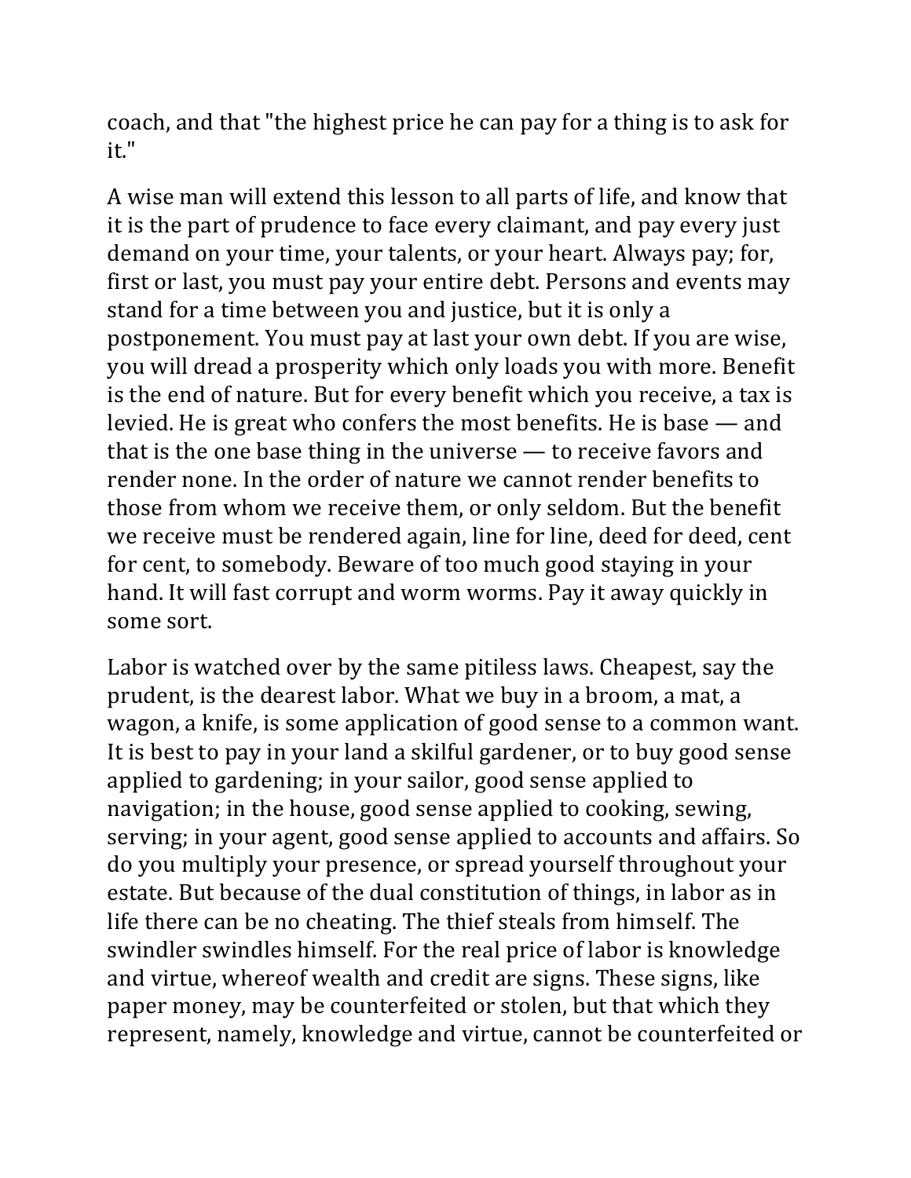coach, and that "the highest price he can pay for a thing is to ask for it."

A wise man will extend this lesson to all parts of life, and know that it is the part of prudence to face every claimant, and pay every just demand on your time, your talents, or your heart. Always pay; for, first or last, you must pay your entire debt. Persons and events may stand for a time between you and justice, but it is only a postponement. You must pay at last your own debt. If you are wise, you will dread a prosperity which only loads you with more. Benefit is the end of nature. But for every benefit which you receive, a tax is levied. He is great who confers the most benefits. He is base — and that is the one base thing in the universe — to receive favors and render none. In the order of nature we cannot render benefits to those from whom we receive them, or only seldom. But the benefit we receive must be rendered again, line for line, deed for deed, cent for cent, to somebody. Beware of too much good staying in your hand. It will fast corrupt and worm worms. Pay it away quickly in some sort.

Labor is watched over by the same pitiless laws. Cheapest, say the prudent, is the dearest labor. What we buy in a broom, a mat, a wagon, a knife, is some application of good sense to a common want. It is best to pay in your land a skilful gardener, or to buy good sense applied to gardening; in your sailor, good sense applied to navigation; in the house, good sense applied to cooking, sewing, serving; in your agent, good sense applied to accounts and affairs. So do you multiply your presence, or spread yourself throughout your estate. But because of the dual constitution of things, in labor as in life there can be no cheating. The thief steals from himself. The swindler swindles himself. For the real price of labor is knowledge and virtue, whereof wealth and credit are signs. These signs, like paper money, may be counterfeited or stolen, but that which they represent, namely, knowledge and virtue, cannot be counterfeited or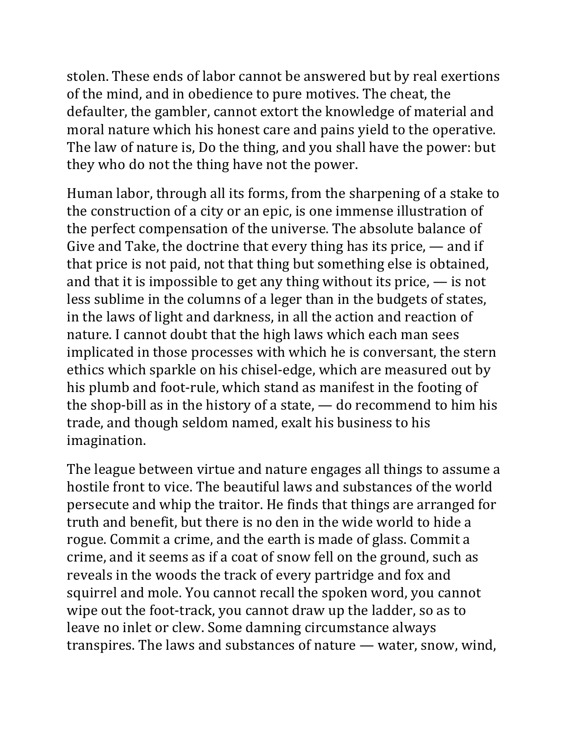stolen. These ends of labor cannot be answered but by real exertions of the mind, and in obedience to pure motives. The cheat, the defaulter, the gambler, cannot extort the knowledge of material and moral nature which his honest care and pains yield to the operative. The law of nature is, Do the thing, and you shall have the power: but they who do not the thing have not the power.

Human labor, through all its forms, from the sharpening of a stake to the construction of a city or an epic, is one immense illustration of the perfect compensation of the universe. The absolute balance of Give and Take, the doctrine that every thing has its price, — and if that price is not paid, not that thing but something else is obtained, and that it is impossible to get any thing without its price, — is not less sublime in the columns of a leger than in the budgets of states, in the laws of light and darkness, in all the action and reaction of nature. I cannot doubt that the high laws which each man sees implicated in those processes with which he is conversant, the stern ethics which sparkle on his chisel-edge, which are measured out by his plumb and foot-rule, which stand as manifest in the footing of the shop-bill as in the history of a state, — do recommend to him his trade, and though seldom named, exalt his business to his imagination.

The league between virtue and nature engages all things to assume a hostile front to vice. The beautiful laws and substances of the world persecute and whip the traitor. He finds that things are arranged for truth and benefit, but there is no den in the wide world to hide a rogue. Commit a crime, and the earth is made of glass. Commit a crime, and it seems as if a coat of snow fell on the ground, such as reveals in the woods the track of every partridge and fox and squirrel and mole. You cannot recall the spoken word, you cannot wipe out the foot-track, you cannot draw up the ladder, so as to leave no inlet or clew. Some damning circumstance always transpires. The laws and substances of nature — water, snow, wind,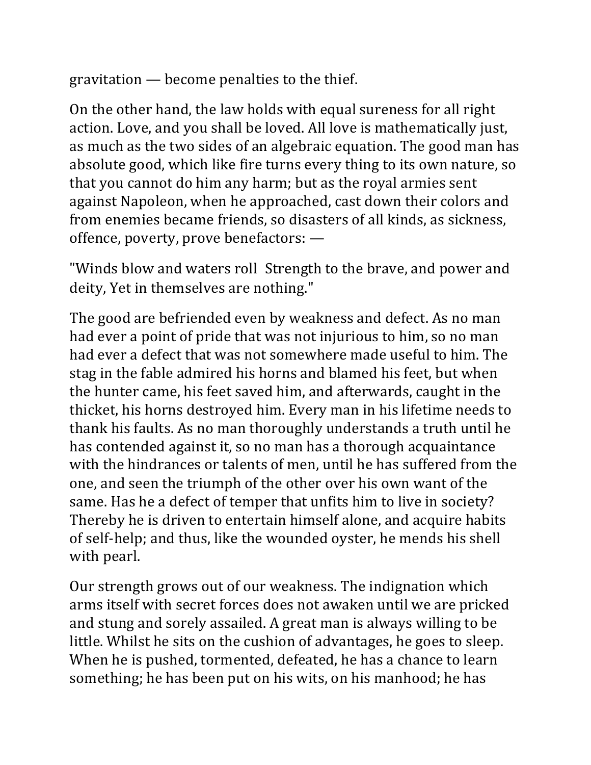gravitation — become penalties to the thief.

On the other hand, the law holds with equal sureness for all right action. Love, and you shall be loved. All love is mathematically just, as much as the two sides of an algebraic equation. The good man has absolute good, which like fire turns every thing to its own nature, so that you cannot do him any harm; but as the royal armies sent against Napoleon, when he approached, cast down their colors and from enemies became friends, so disasters of all kinds, as sickness, offence, poverty, prove benefactors: —

"Winds blow and waters roll  Strength to the brave, and power and deity, Yet in themselves are nothing."

The good are befriended even by weakness and defect. As no man had ever a point of pride that was not injurious to him, so no man had ever a defect that was not somewhere made useful to him. The stag in the fable admired his horns and blamed his feet, but when the hunter came, his feet saved him, and afterwards, caught in the thicket, his horns destroyed him. Every man in his lifetime needs to thank his faults. As no man thoroughly understands a truth until he has contended against it, so no man has a thorough acquaintance with the hindrances or talents of men, until he has suffered from the one, and seen the triumph of the other over his own want of the same. Has he a defect of temper that unfits him to live in society? Thereby he is driven to entertain himself alone, and acquire habits of self-help; and thus, like the wounded oyster, he mends his shell with pearl.

Our strength grows out of our weakness. The indignation which arms itself with secret forces does not awaken until we are pricked and stung and sorely assailed. A great man is always willing to be little. Whilst he sits on the cushion of advantages, he goes to sleep. When he is pushed, tormented, defeated, he has a chance to learn something; he has been put on his wits, on his manhood; he has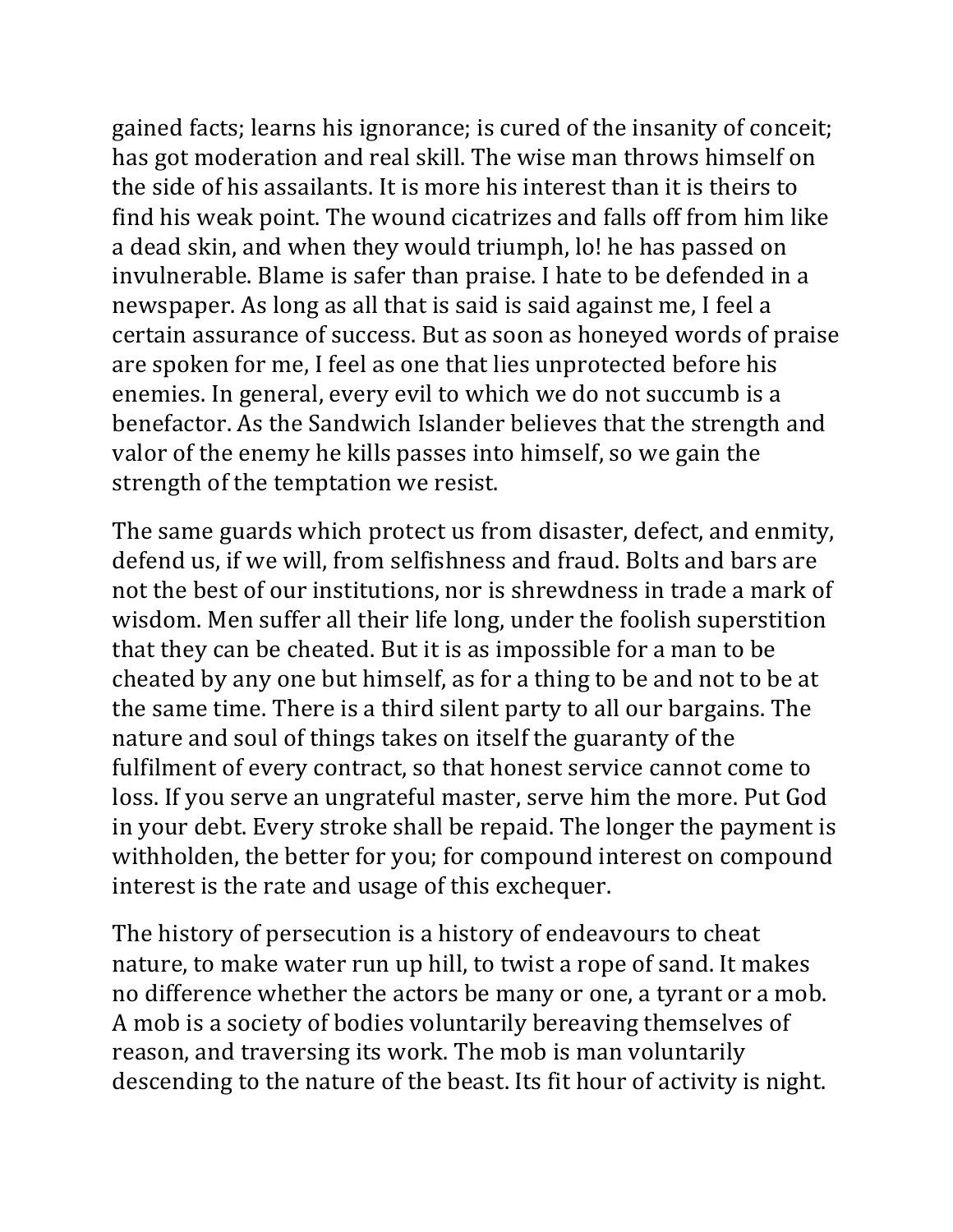gained facts; learns his ignorance; is cured of the insanity of conceit; has got moderation and real skill. The wise man throws himself on the side of his assailants. It is more his interest than it is theirs to find his weak point. The wound cicatrizes and falls off from him like a dead skin, and when they would triumph, lo! he has passed on invulnerable. Blame is safer than praise. I hate to be defended in a newspaper. As long as all that is said is said against me, I feel a certain assurance of success. But as soon as honeyed words of praise are spoken for me, I feel as one that lies unprotected before his enemies. In general, every evil to which we do not succumb is a benefactor. As the Sandwich Islander believes that the strength and valor of the enemy he kills passes into himself, so we gain the strength of the temptation we resist.

The same guards which protect us from disaster, defect, and enmity, defend us, if we will, from selfishness and fraud. Bolts and bars are not the best of our institutions, nor is shrewdness in trade a mark of wisdom. Men suffer all their life long, under the foolish superstition that they can be cheated. But it is as impossible for a man to be cheated by any one but himself, as for a thing to be and not to be at the same time. There is a third silent party to all our bargains. The nature and soul of things takes on itself the guaranty of the fulfilment of every contract, so that honest service cannot come to loss. If you serve an ungrateful master, serve him the more. Put God in your debt. Every stroke shall be repaid. The longer the payment is withholden, the better for you; for compound interest on compound interest is the rate and usage of this exchequer.

The history of persecution is a history of endeavours to cheat nature, to make water run up hill, to twist a rope of sand. It makes no difference whether the actors be many or one, a tyrant or a mob. A mob is a society of bodies voluntarily bereaving themselves of reason, and traversing its work. The mob is man voluntarily descending to the nature of the beast. Its fit hour of activity is night.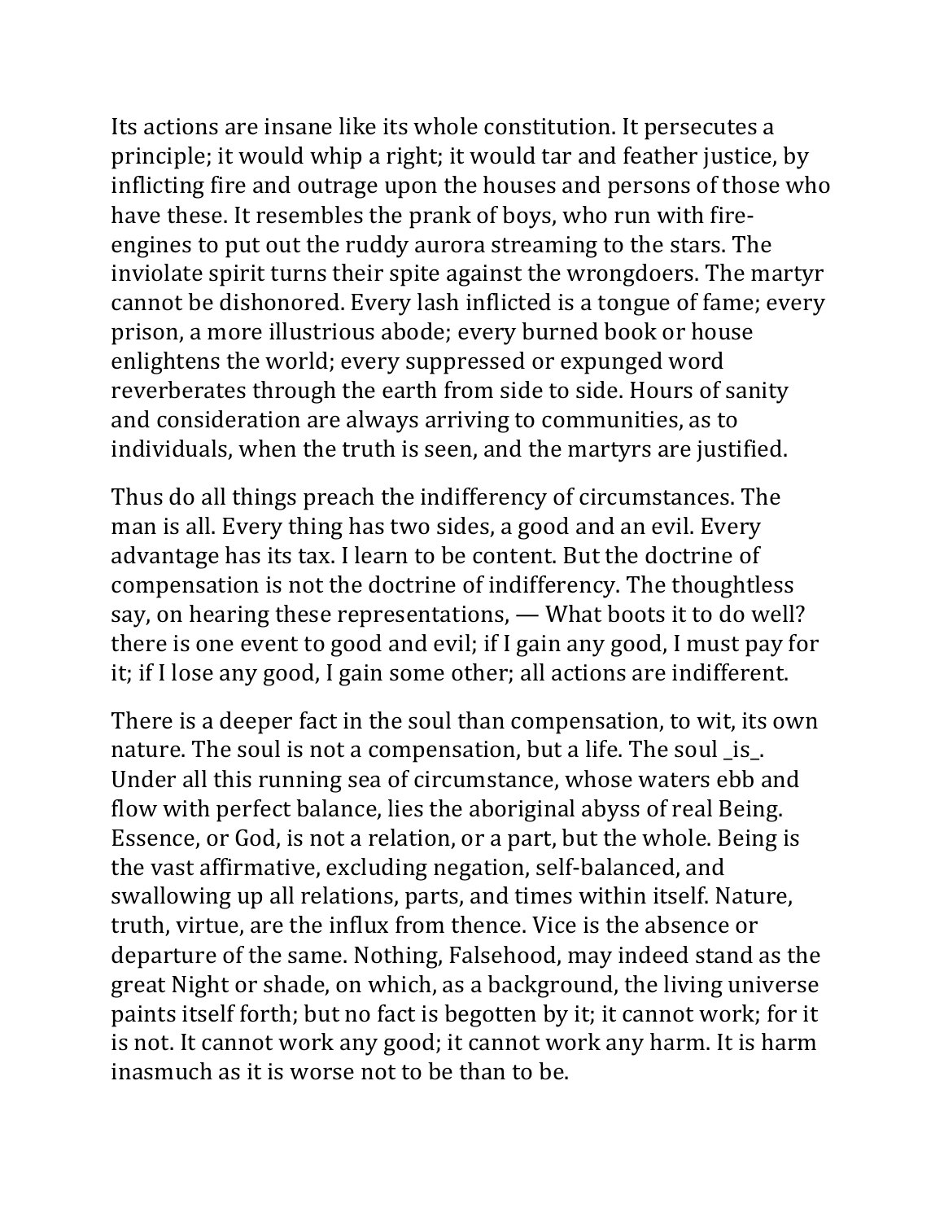Its actions are insane like its whole constitution. It persecutes a principle; it would whip a right; it would tar and feather justice, by inflicting fire and outrage upon the houses and persons of those who have these. It resembles the prank of boys, who run with fire-engines to put out the ruddy aurora streaming to the stars. The inviolate spirit turns their spite against the wrongdoers. The martyr cannot be dishonored. Every lash inflicted is a tongue of fame; every prison, a more illustrious abode; every burned book or house enlightens the world; every suppressed or expunged word reverberates through the earth from side to side. Hours of sanity and consideration are always arriving to communities, as to individuals, when the truth is seen, and the martyrs are justified.

Thus do all things preach the indifferency of circumstances. The man is all. Every thing has two sides, a good and an evil. Every advantage has its tax. I learn to be content. But the doctrine of compensation is not the doctrine of indifferency. The thoughtless say, on hearing these representations, — What boots it to do well? there is one event to good and evil; if I gain any good, I must pay for it; if I lose any good, I gain some other; all actions are indifferent.

There is a deeper fact in the soul than compensation, to wit, its own nature. The soul is not a compensation, but a life. The soul _is_. Under all this running sea of circumstance, whose waters ebb and flow with perfect balance, lies the aboriginal abyss of real Being. Essence, or God, is not a relation, or a part, but the whole. Being is the vast affirmative, excluding negation, self-balanced, and swallowing up all relations, parts, and times within itself. Nature, truth, virtue, are the influx from thence. Vice is the absence or departure of the same. Nothing, Falsehood, may indeed stand as the great Night or shade, on which, as a background, the living universe paints itself forth; but no fact is begotten by it; it cannot work; for it is not. It cannot work any good; it cannot work any harm. It is harm inasmuch as it is worse not to be than to be.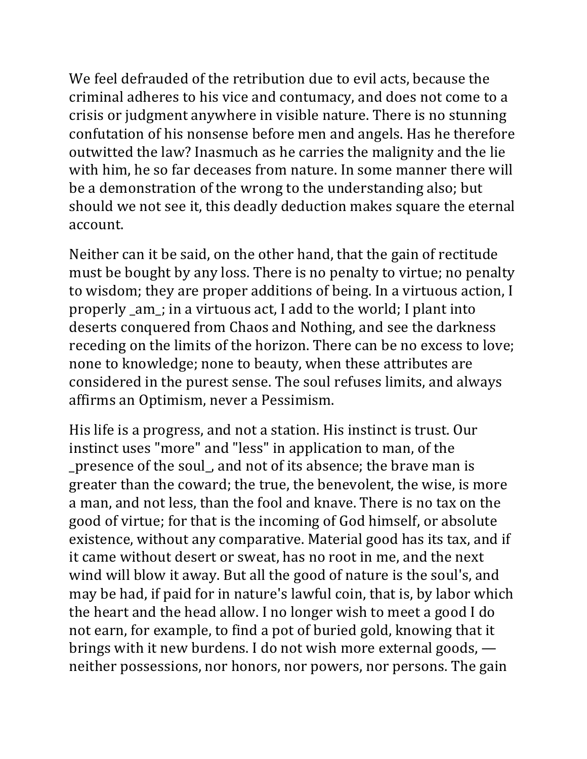We feel defrauded of the retribution due to evil acts, because the criminal adheres to his vice and contumacy, and does not come to a crisis or judgment anywhere in visible nature. There is no stunning confutation of his nonsense before men and angels. Has he therefore outwitted the law? Inasmuch as he carries the malignity and the lie with him, he so far deceases from nature. In some manner there will be a demonstration of the wrong to the understanding also; but should we not see it, this deadly deduction makes square the eternal account.

Neither can it be said, on the other hand, that the gain of rectitude must be bought by any loss. There is no penalty to virtue; no penalty to wisdom; they are proper additions of being. In a virtuous action, I properly _am_; in a virtuous act, I add to the world; I plant into deserts conquered from Chaos and Nothing, and see the darkness receding on the limits of the horizon. There can be no excess to love; none to knowledge; none to beauty, when these attributes are considered in the purest sense. The soul refuses limits, and always affirms an Optimism, never a Pessimism.

His life is a progress, and not a station. His instinct is trust. Our instinct uses "more" and "less" in application to man, of the _presence of the soul_, and not of its absence; the brave man is greater than the coward; the true, the benevolent, the wise, is more a man, and not less, than the fool and knave. There is no tax on the good of virtue; for that is the incoming of God himself, or absolute existence, without any comparative. Material good has its tax, and if it came without desert or sweat, has no root in me, and the next wind will blow it away. But all the good of nature is the soul's, and may be had, if paid for in nature's lawful coin, that is, by labor which the heart and the head allow. I no longer wish to meet a good I do not earn, for example, to find a pot of buried gold, knowing that it brings with it new burdens. I do not wish more external goods, — neither possessions, nor honors, nor powers, nor persons. The gain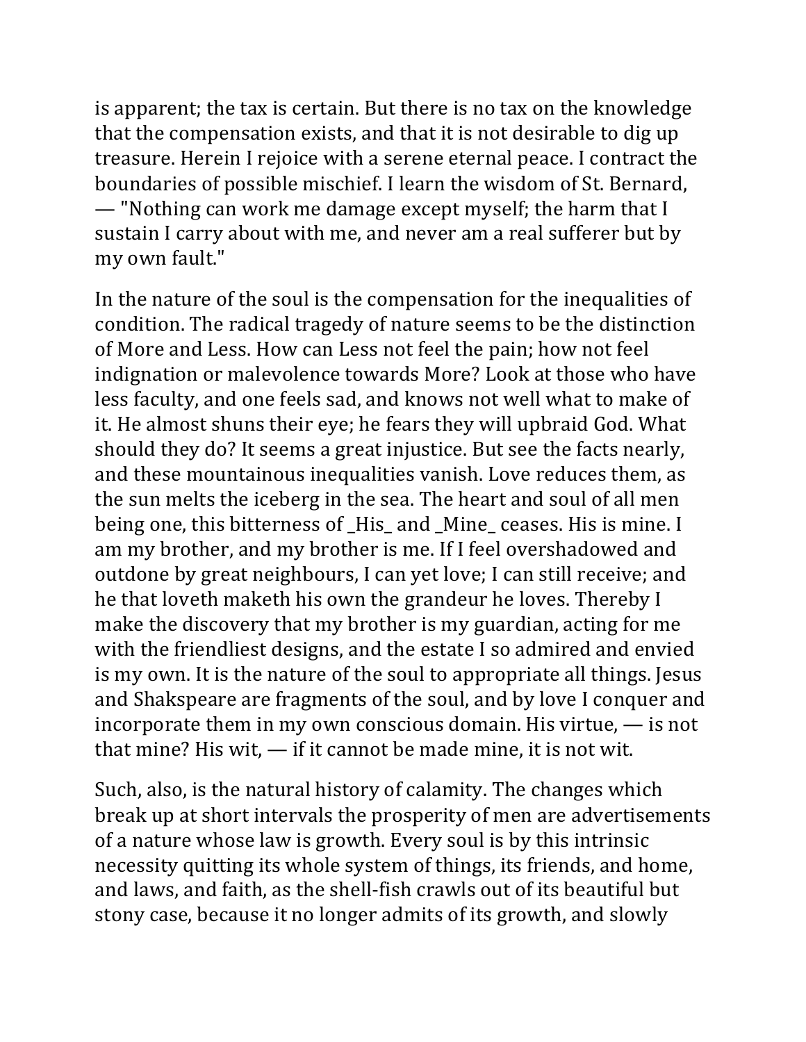is apparent; the tax is certain. But there is no tax on the knowledge that the compensation exists, and that it is not desirable to dig up treasure. Herein I rejoice with a serene eternal peace. I contract the boundaries of possible mischief. I learn the wisdom of St. Bernard, — "Nothing can work me damage except myself; the harm that I sustain I carry about with me, and never am a real sufferer but by my own fault."

In the nature of the soul is the compensation for the inequalities of condition. The radical tragedy of nature seems to be the distinction of More and Less. How can Less not feel the pain; how not feel indignation or malevolence towards More? Look at those who have less faculty, and one feels sad, and knows not well what to make of it. He almost shuns their eye; he fears they will upbraid God. What should they do? It seems a great injustice. But see the facts nearly, and these mountainous inequalities vanish. Love reduces them, as the sun melts the iceberg in the sea. The heart and soul of all men being one, this bitterness of _His_ and _Mine_ ceases. His is mine. I am my brother, and my brother is me. If I feel overshadowed and outdone by great neighbours, I can yet love; I can still receive; and he that loveth maketh his own the grandeur he loves. Thereby I make the discovery that my brother is my guardian, acting for me with the friendliest designs, and the estate I so admired and envied is my own. It is the nature of the soul to appropriate all things. Jesus and Shakspeare are fragments of the soul, and by love I conquer and incorporate them in my own conscious domain. His virtue, — is not that mine? His wit, — if it cannot be made mine, it is not wit.

Such, also, is the natural history of calamity. The changes which break up at short intervals the prosperity of men are advertisements of a nature whose law is growth. Every soul is by this intrinsic necessity quitting its whole system of things, its friends, and home, and laws, and faith, as the shell-fish crawls out of its beautiful but stony case, because it no longer admits of its growth, and slowly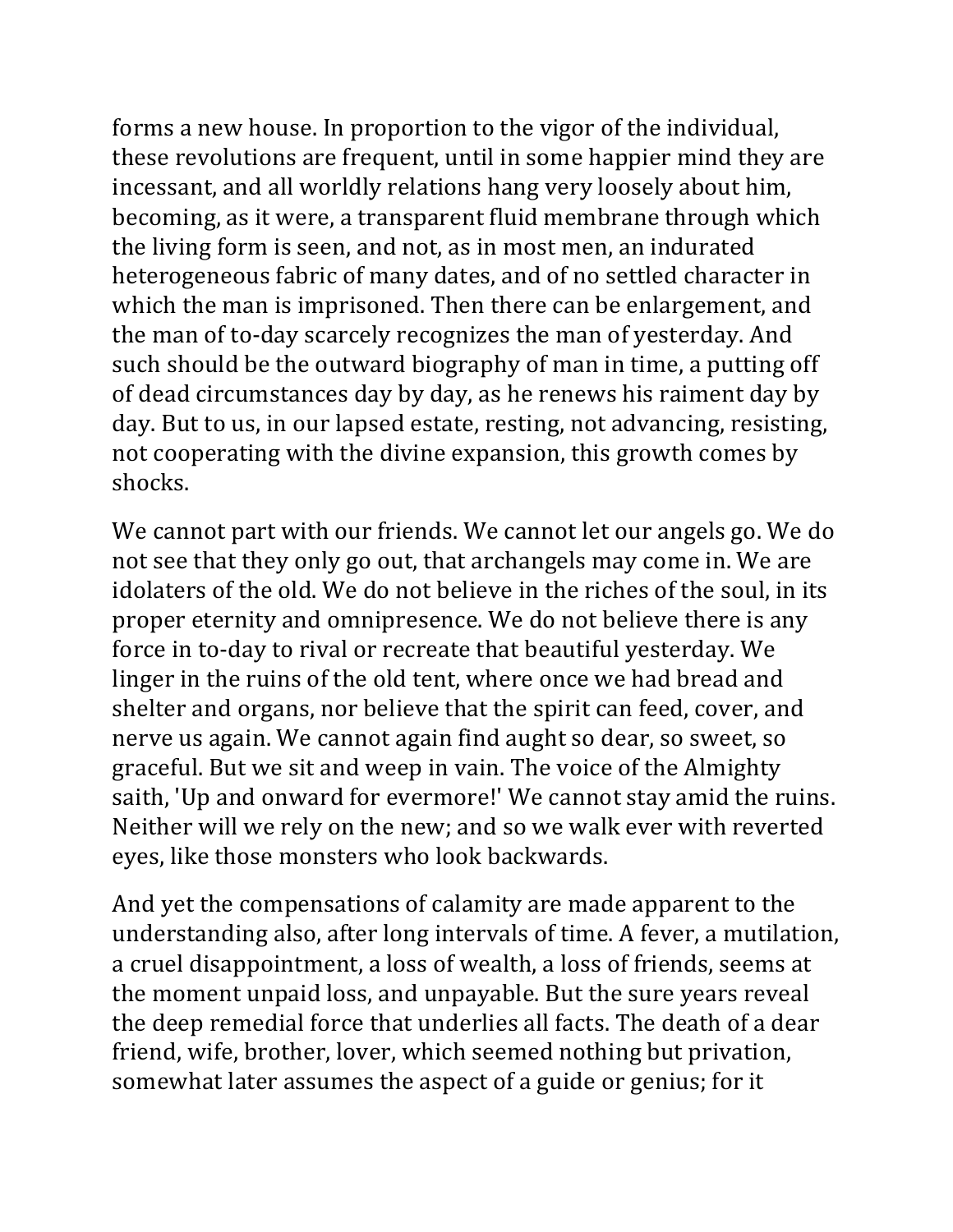forms a new house. In proportion to the vigor of the individual, these revolutions are frequent, until in some happier mind they are incessant, and all worldly relations hang very loosely about him, becoming, as it were, a transparent fluid membrane through which the living form is seen, and not, as in most men, an indurated heterogeneous fabric of many dates, and of no settled character in which the man is imprisoned. Then there can be enlargement, and the man of to-day scarcely recognizes the man of yesterday. And such should be the outward biography of man in time, a putting off of dead circumstances day by day, as he renews his raiment day by day. But to us, in our lapsed estate, resting, not advancing, resisting, not cooperating with the divine expansion, this growth comes by shocks.

We cannot part with our friends. We cannot let our angels go. We do not see that they only go out, that archangels may come in. We are idolaters of the old. We do not believe in the riches of the soul, in its proper eternity and omnipresence. We do not believe there is any force in to-day to rival or recreate that beautiful yesterday. We linger in the ruins of the old tent, where once we had bread and shelter and organs, nor believe that the spirit can feed, cover, and nerve us again. We cannot again find aught so dear, so sweet, so graceful. But we sit and weep in vain. The voice of the Almighty saith, 'Up and onward for evermore!' We cannot stay amid the ruins. Neither will we rely on the new; and so we walk ever with reverted eyes, like those monsters who look backwards.

And yet the compensations of calamity are made apparent to the understanding also, after long intervals of time. A fever, a mutilation, a cruel disappointment, a loss of wealth, a loss of friends, seems at the moment unpaid loss, and unpayable. But the sure years reveal the deep remedial force that underlies all facts. The death of a dear friend, wife, brother, lover, which seemed nothing but privation, somewhat later assumes the aspect of a guide or genius; for it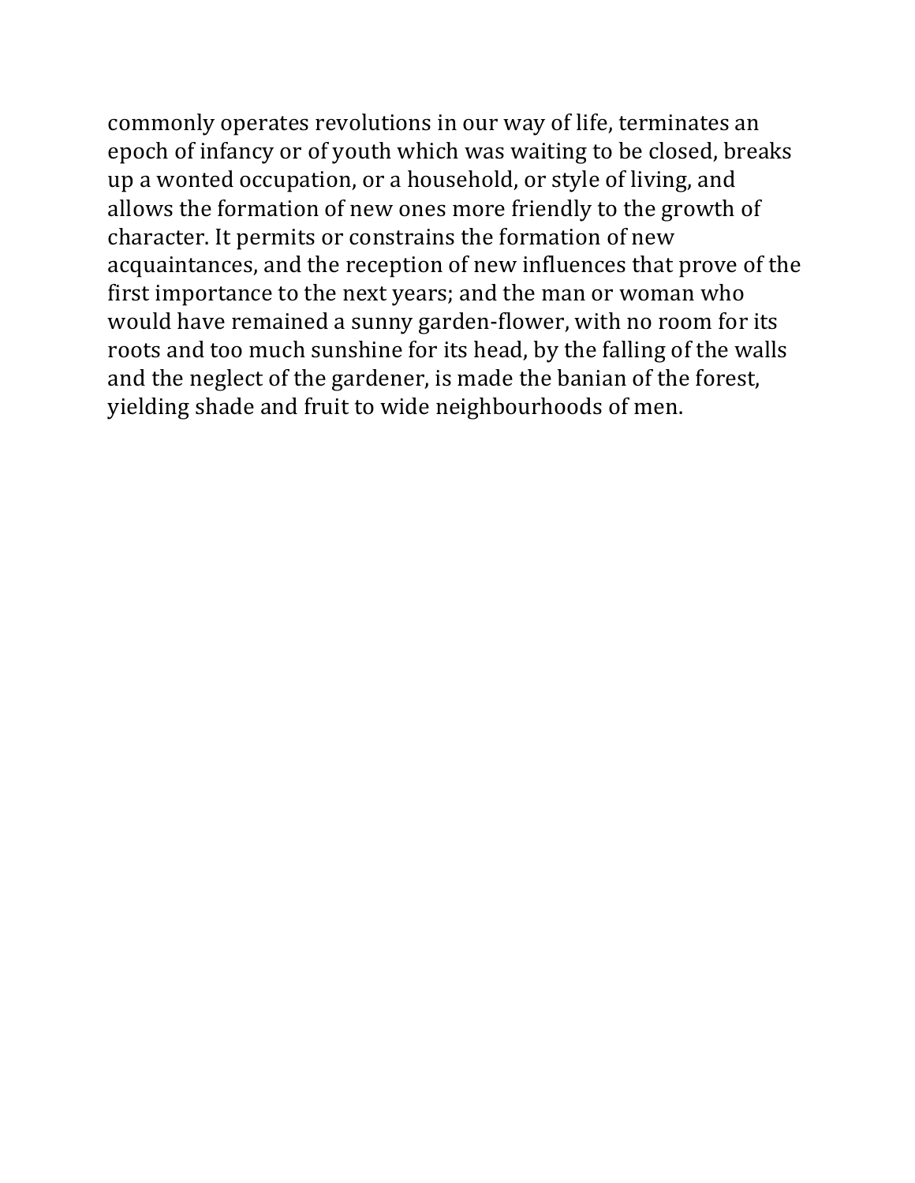commonly operates revolutions in our way of life, terminates an epoch of infancy or of youth which was waiting to be closed, breaks up a wonted occupation, or a household, or style of living, and allows the formation of new ones more friendly to the growth of character. It permits or constrains the formation of new acquaintances, and the reception of new influences that prove of the first importance to the next years; and the man or woman who would have remained a sunny garden-flower, with no room for its roots and too much sunshine for its head, by the falling of the walls and the neglect of the gardener, is made the banian of the forest, yielding shade and fruit to wide neighbourhoods of men.